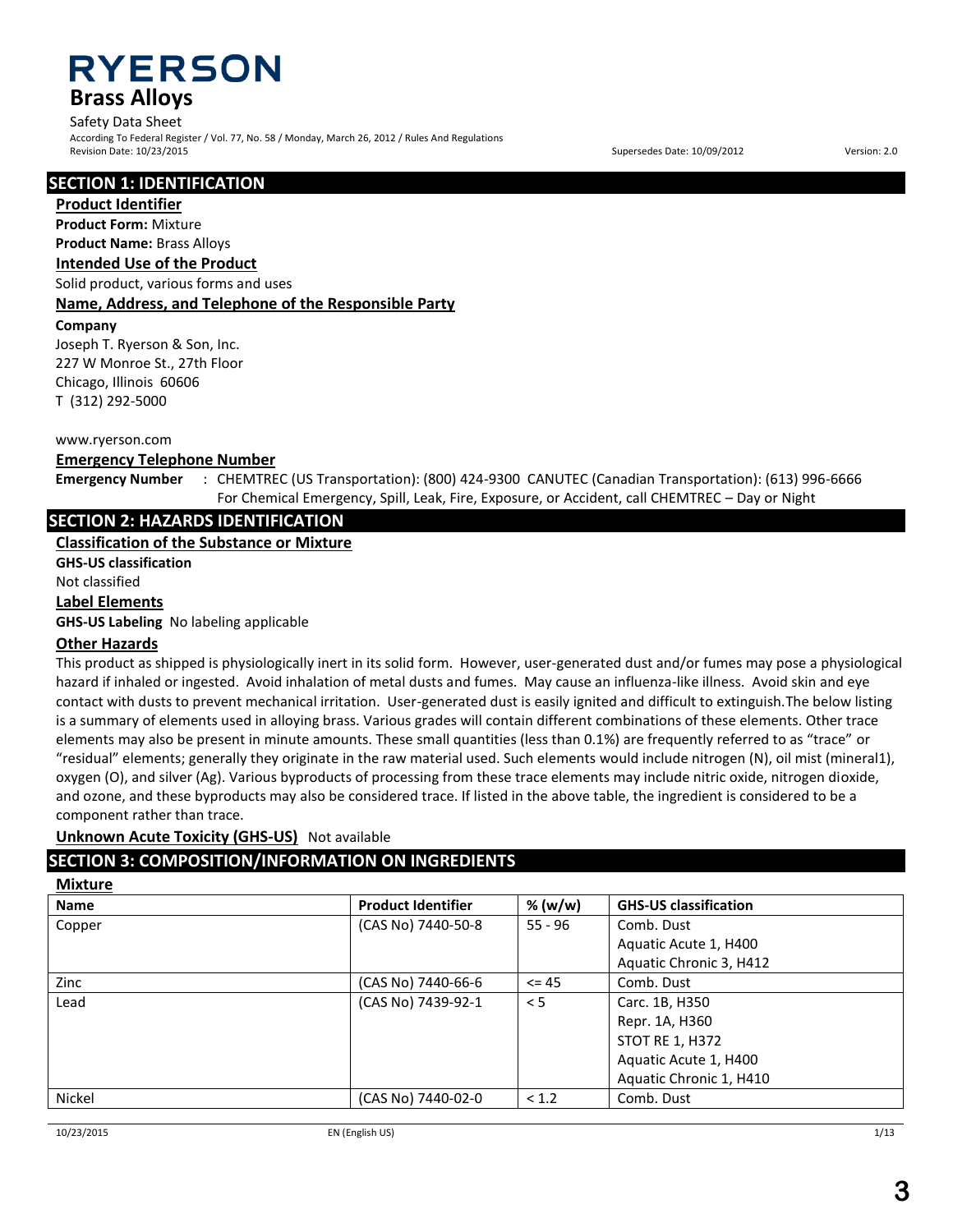# RYERSON

## Brass Alloys

Safety Data Sheet

According To Federal Register / Vol. 77, No. 58 / Monday, March 26, 2012 / Rules And Regulations

Revision Date: 10/23/2015 Supersedes Date: 10/09/2012 Version: 2.0

## SECTION 1: IDENTIFICATION

### Product Identifier

**Product Form:** Mixture

**Product Name:** Brass Alloys

### Intended Use of the Product

Solid product, various forms and uses

### Name, Address, and Telephone of the Responsible Party

**Company**

Joseph T. Ryerson & Son, Inc.
227 W Monroe St., 27th Floor
Chicago, Illinois 60606
T (312) 292-5000

www.ryerson.com

### Emergency Telephone Number

**Emergency Number** : CHEMTREC (US Transportation): (800) 424-9300 CANUTEC (Canadian Transportation): (613) 996-6666
For Chemical Emergency, Spill, Leak, Fire, Exposure, or Accident, call CHEMTREC – Day or Night

## SECTION 2: HAZARDS IDENTIFICATION

### Classification of the Substance or Mixture

**GHS-US classification**

Not classified

### Label Elements

**GHS-US Labeling** No labeling applicable

### Other Hazards

This product as shipped is physiologically inert in its solid form. However, user-generated dust and/or fumes may pose a physiological hazard if inhaled or ingested. Avoid inhalation of metal dusts and fumes. May cause an influenza-like illness. Avoid skin and eye contact with dusts to prevent mechanical irritation. User-generated dust is easily ignited and difficult to extinguish.The below listing is a summary of elements used in alloying brass. Various grades will contain different combinations of these elements. Other trace elements may also be present in minute amounts. These small quantities (less than 0.1%) are frequently referred to as "trace" or "residual" elements; generally they originate in the raw material used. Such elements would include nitrogen (N), oil mist (mineral1), oxygen (O), and silver (Ag). Various byproducts of processing from these trace elements may include nitric oxide, nitrogen dioxide, and ozone, and these byproducts may also be considered trace. If listed in the above table, the ingredient is considered to be a component rather than trace.

### Unknown Acute Toxicity (GHS-US) Not available

## SECTION 3: COMPOSITION/INFORMATION ON INGREDIENTS

### Mixture

| Name | Product Identifier | % (w/w) | GHS-US classification |
|---|---|---|---|
| Copper | (CAS No) 7440-50-8 | 55 - 96 | Comb. Dust<br>Aquatic Acute 1, H400<br>Aquatic Chronic 3, H412 |
| Zinc | (CAS No) 7440-66-6 | <= 45 | Comb. Dust |
| Lead | (CAS No) 7439-92-1 | < 5 | Carc. 1B, H350<br>Repr. 1A, H360<br>STOT RE 1, H372<br>Aquatic Acute 1, H400<br>Aquatic Chronic 1, H410 |
| Nickel | (CAS No) 7440-02-0 | < 1.2 | Comb. Dust |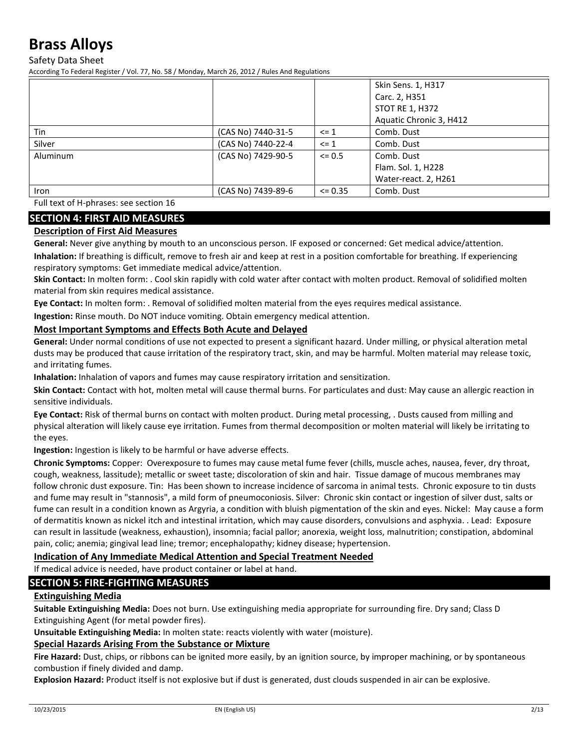| | | | |
|---|---|---|---|
| | | | Skin Sens. 1, H317<br>Carc. 2, H351<br>STOT RE 1, H372<br>Aquatic Chronic 3, H412 |
| Tin | (CAS No) 7440-31-5 | <= 1 | Comb. Dust |
| Silver | (CAS No) 7440-22-4 | <= 1 | Comb. Dust |
| Aluminum | (CAS No) 7429-90-5 | <= 0.5 | Comb. Dust<br>Flam. Sol. 1, H228<br>Water-react. 2, H261 |
| Iron | (CAS No) 7439-89-6 | <= 0.35 | Comb. Dust |

Full text of H-phrases: see section 16

## SECTION 4: FIRST AID MEASURES

### Description of First Aid Measures

**General:** Never give anything by mouth to an unconscious person. IF exposed or concerned: Get medical advice/attention.

**Inhalation:** If breathing is difficult, remove to fresh air and keep at rest in a position comfortable for breathing. If experiencing respiratory symptoms: Get immediate medical advice/attention.

**Skin Contact:** In molten form: . Cool skin rapidly with cold water after contact with molten product. Removal of solidified molten material from skin requires medical assistance.

**Eye Contact:** In molten form: . Removal of solidified molten material from the eyes requires medical assistance.

**Ingestion:** Rinse mouth. Do NOT induce vomiting. Obtain emergency medical attention.

### Most Important Symptoms and Effects Both Acute and Delayed

**General:** Under normal conditions of use not expected to present a significant hazard. Under milling, or physical alteration metal dusts may be produced that cause irritation of the respiratory tract, skin, and may be harmful. Molten material may release toxic, and irritating fumes.

**Inhalation:** Inhalation of vapors and fumes may cause respiratory irritation and sensitization.

**Skin Contact:** Contact with hot, molten metal will cause thermal burns. For particulates and dust: May cause an allergic reaction in sensitive individuals.

**Eye Contact:** Risk of thermal burns on contact with molten product. During metal processing, . Dusts caused from milling and physical alteration will likely cause eye irritation. Fumes from thermal decomposition or molten material will likely be irritating to the eyes.

**Ingestion:** Ingestion is likely to be harmful or have adverse effects.

**Chronic Symptoms:** Copper: Overexposure to fumes may cause metal fume fever (chills, muscle aches, nausea, fever, dry throat, cough, weakness, lassitude); metallic or sweet taste; discoloration of skin and hair. Tissue damage of mucous membranes may follow chronic dust exposure. Tin: Has been shown to increase incidence of sarcoma in animal tests. Chronic exposure to tin dusts and fume may result in "stannosis", a mild form of pneumoconiosis. Silver: Chronic skin contact or ingestion of silver dust, salts or fume can result in a condition known as Argyria, a condition with bluish pigmentation of the skin and eyes. Nickel: May cause a form of dermatitis known as nickel itch and intestinal irritation, which may cause disorders, convulsions and asphyxia. . Lead: Exposure can result in lassitude (weakness, exhaustion), insomnia; facial pallor; anorexia, weight loss, malnutrition; constipation, abdominal pain, colic; anemia; gingival lead line; tremor; encephalopathy; kidney disease; hypertension.

### Indication of Any Immediate Medical Attention and Special Treatment Needed

If medical advice is needed, have product container or label at hand.

## SECTION 5: FIRE-FIGHTING MEASURES

### Extinguishing Media

**Suitable Extinguishing Media:** Does not burn. Use extinguishing media appropriate for surrounding fire. Dry sand; Class D Extinguishing Agent (for metal powder fires).

**Unsuitable Extinguishing Media:** In molten state: reacts violently with water (moisture).

### Special Hazards Arising From the Substance or Mixture

**Fire Hazard:** Dust, chips, or ribbons can be ignited more easily, by an ignition source, by improper machining, or by spontaneous combustion if finely divided and damp.

**Explosion Hazard:** Product itself is not explosive but if dust is generated, dust clouds suspended in air can be explosive.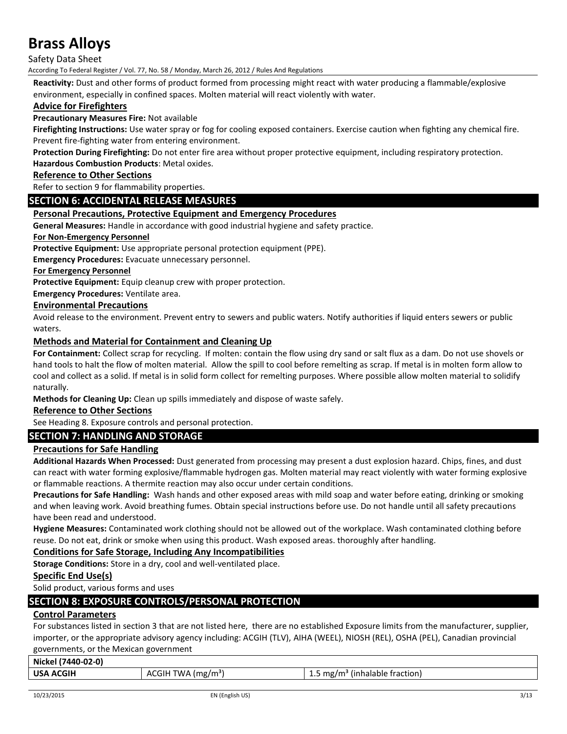**Reactivity:** Dust and other forms of product formed from processing might react with water producing a flammable/explosive environment, especially in confined spaces. Molten material will react violently with water.

### Advice for Firefighters

**Precautionary Measures Fire:** Not available

**Firefighting Instructions:** Use water spray or fog for cooling exposed containers. Exercise caution when fighting any chemical fire. Prevent fire-fighting water from entering environment.

**Protection During Firefighting:** Do not enter fire area without proper protective equipment, including respiratory protection.

**Hazardous Combustion Products**: Metal oxides.

### Reference to Other Sections

Refer to section 9 for flammability properties.

## SECTION 6: ACCIDENTAL RELEASE MEASURES

### Personal Precautions, Protective Equipment and Emergency Procedures

**General Measures:** Handle in accordance with good industrial hygiene and safety practice.

#### For Non-Emergency Personnel

**Protective Equipment:** Use appropriate personal protection equipment (PPE).

**Emergency Procedures:** Evacuate unnecessary personnel.

#### For Emergency Personnel

**Protective Equipment:** Equip cleanup crew with proper protection.

**Emergency Procedures:** Ventilate area.

### Environmental Precautions

Avoid release to the environment. Prevent entry to sewers and public waters. Notify authorities if liquid enters sewers or public waters.

### Methods and Material for Containment and Cleaning Up

**For Containment:** Collect scrap for recycling. If molten: contain the flow using dry sand or salt flux as a dam. Do not use shovels or hand tools to halt the flow of molten material. Allow the spill to cool before remelting as scrap. If metal is in molten form allow to cool and collect as a solid. If metal is in solid form collect for remelting purposes. Where possible allow molten material to solidify naturally.

**Methods for Cleaning Up:** Clean up spills immediately and dispose of waste safely.

### Reference to Other Sections

See Heading 8. Exposure controls and personal protection.

## SECTION 7: HANDLING AND STORAGE

### Precautions for Safe Handling

**Additional Hazards When Processed:** Dust generated from processing may present a dust explosion hazard. Chips, fines, and dust can react with water forming explosive/flammable hydrogen gas. Molten material may react violently with water forming explosive or flammable reactions. A thermite reaction may also occur under certain conditions.

**Precautions for Safe Handling:** Wash hands and other exposed areas with mild soap and water before eating, drinking or smoking and when leaving work. Avoid breathing fumes. Obtain special instructions before use. Do not handle until all safety precautions have been read and understood.

**Hygiene Measures:** Contaminated work clothing should not be allowed out of the workplace. Wash contaminated clothing before reuse. Do not eat, drink or smoke when using this product. Wash exposed areas. thoroughly after handling.

### Conditions for Safe Storage, Including Any Incompatibilities

**Storage Conditions:** Store in a dry, cool and well-ventilated place.

### Specific End Use(s)

Solid product, various forms and uses

## SECTION 8: EXPOSURE CONTROLS/PERSONAL PROTECTION

### Control Parameters

For substances listed in section 3 that are not listed here, there are no established Exposure limits from the manufacturer, supplier, importer, or the appropriate advisory agency including: ACGIH (TLV), AIHA (WEEL), NIOSH (REL), OSHA (PEL), Canadian provincial governments, or the Mexican government

| Nickel (7440-02-0) | | |
| --- | --- | --- |
| USA ACGIH | ACGIH TWA ($mg/m^3$) | 1.5 $mg/m^3$ (inhalable fraction) |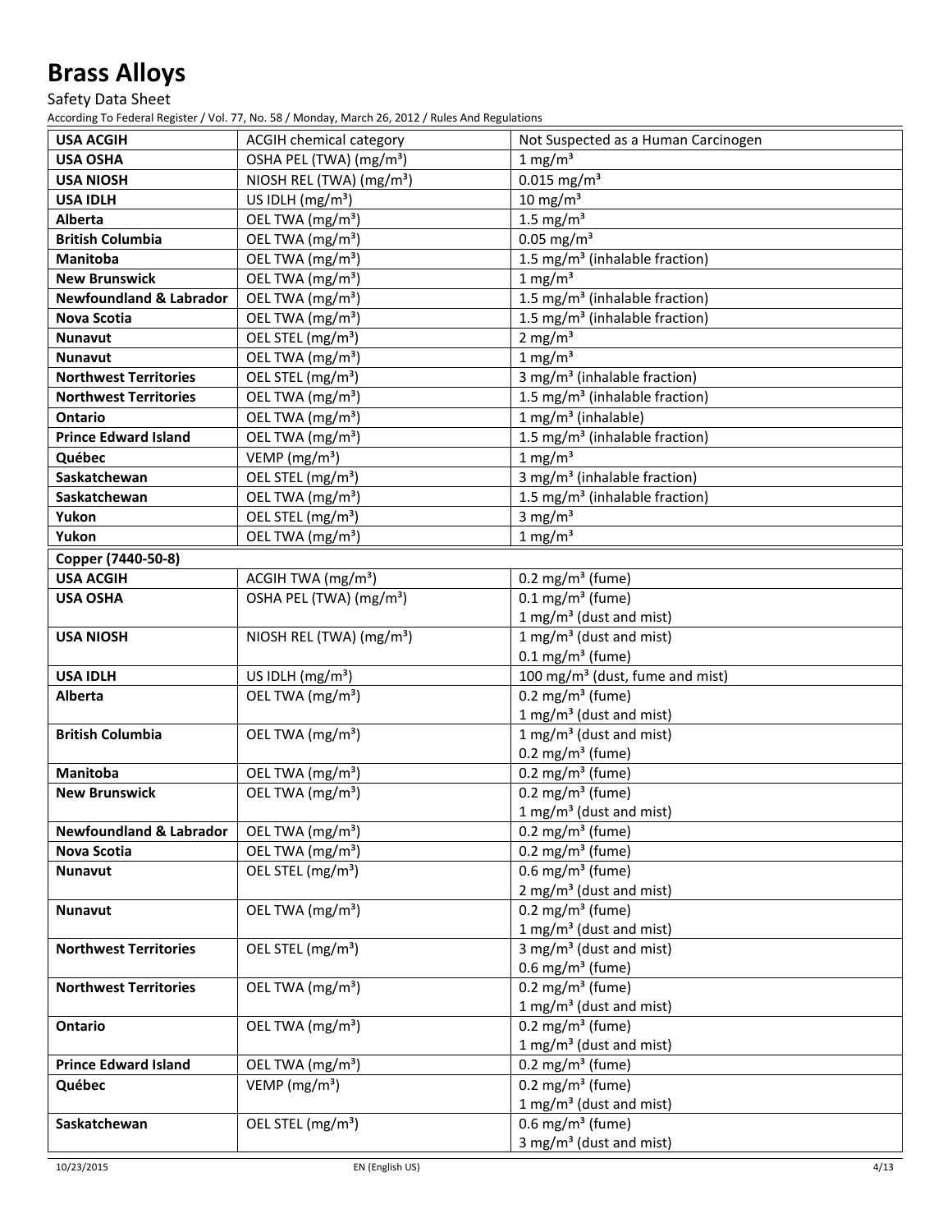| | | |
|---|---|---|
| **USA ACGIH** | ACGIH chemical category | Not Suspected as a Human Carcinogen |
| **USA OSHA** | OSHA PEL (TWA) (mg/m³) | 1 mg/m³ |
| **USA NIOSH** | NIOSH REL (TWA) (mg/m³) | 0.015 mg/m³ |
| **USA IDLH** | US IDLH (mg/m³) | 10 mg/m³ |
| **Alberta** | OEL TWA (mg/m³) | 1.5 mg/m³ |
| **British Columbia** | OEL TWA (mg/m³) | 0.05 mg/m³ |
| **Manitoba** | OEL TWA (mg/m³) | 1.5 mg/m³ (inhalable fraction) |
| **New Brunswick** | OEL TWA (mg/m³) | 1 mg/m³ |
| **Newfoundland & Labrador** | OEL TWA (mg/m³) | 1.5 mg/m³ (inhalable fraction) |
| **Nova Scotia** | OEL TWA (mg/m³) | 1.5 mg/m³ (inhalable fraction) |
| **Nunavut** | OEL STEL (mg/m³) | 2 mg/m³ |
| **Nunavut** | OEL TWA (mg/m³) | 1 mg/m³ |
| **Northwest Territories** | OEL STEL (mg/m³) | 3 mg/m³ (inhalable fraction) |
| **Northwest Territories** | OEL TWA (mg/m³) | 1.5 mg/m³ (inhalable fraction) |
| **Ontario** | OEL TWA (mg/m³) | 1 mg/m³ (inhalable) |
| **Prince Edward Island** | OEL TWA (mg/m³) | 1.5 mg/m³ (inhalable fraction) |
| **Québec** | VEMP (mg/m³) | 1 mg/m³ |
| **Saskatchewan** | OEL STEL (mg/m³) | 3 mg/m³ (inhalable fraction) |
| **Saskatchewan** | OEL TWA (mg/m³) | 1.5 mg/m³ (inhalable fraction) |
| **Yukon** | OEL STEL (mg/m³) | 3 mg/m³ |
| **Yukon** | OEL TWA (mg/m³) | 1 mg/m³ |
| **Copper (7440-50-8)** | | |
| **USA ACGIH** | ACGIH TWA (mg/m³) | 0.2 mg/m³ (fume) |
| **USA OSHA** | OSHA PEL (TWA) (mg/m³) | 0.1 mg/m³ (fume)<br>1 mg/m³ (dust and mist) |
| **USA NIOSH** | NIOSH REL (TWA) (mg/m³) | 1 mg/m³ (dust and mist)<br>0.1 mg/m³ (fume) |
| **USA IDLH** | US IDLH (mg/m³) | 100 mg/m³ (dust, fume and mist) |
| **Alberta** | OEL TWA (mg/m³) | 0.2 mg/m³ (fume)<br>1 mg/m³ (dust and mist) |
| **British Columbia** | OEL TWA (mg/m³) | 1 mg/m³ (dust and mist)<br>0.2 mg/m³ (fume) |
| **Manitoba** | OEL TWA (mg/m³) | 0.2 mg/m³ (fume) |
| **New Brunswick** | OEL TWA (mg/m³) | 0.2 mg/m³ (fume)<br>1 mg/m³ (dust and mist) |
| **Newfoundland & Labrador** | OEL TWA (mg/m³) | 0.2 mg/m³ (fume) |
| **Nova Scotia** | OEL TWA (mg/m³) | 0.2 mg/m³ (fume) |
| **Nunavut** | OEL STEL (mg/m³) | 0.6 mg/m³ (fume)<br>2 mg/m³ (dust and mist) |
| **Nunavut** | OEL TWA (mg/m³) | 0.2 mg/m³ (fume)<br>1 mg/m³ (dust and mist) |
| **Northwest Territories** | OEL STEL (mg/m³) | 3 mg/m³ (dust and mist)<br>0.6 mg/m³ (fume) |
| **Northwest Territories** | OEL TWA (mg/m³) | 0.2 mg/m³ (fume)<br>1 mg/m³ (dust and mist) |
| **Ontario** | OEL TWA (mg/m³) | 0.2 mg/m³ (fume)<br>1 mg/m³ (dust and mist) |
| **Prince Edward Island** | OEL TWA (mg/m³) | 0.2 mg/m³ (fume) |
| **Québec** | VEMP (mg/m³) | 0.2 mg/m³ (fume)<br>1 mg/m³ (dust and mist) |
| **Saskatchewan** | OEL STEL (mg/m³) | 0.6 mg/m³ (fume)<br>3 mg/m³ (dust and mist) |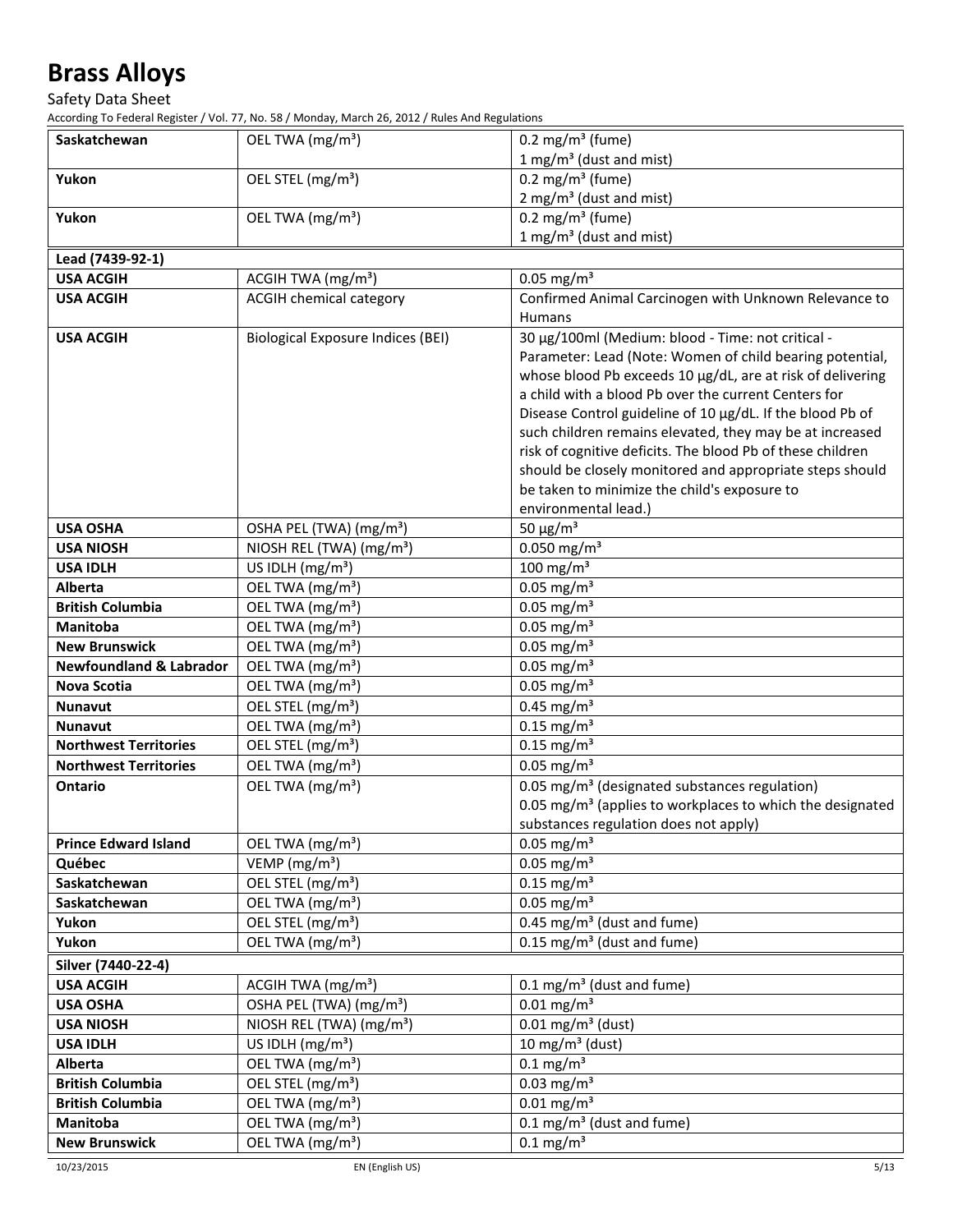| | | |
|---|---|---|
| **Saskatchewan** | OEL TWA (mg/m³) | 0.2 mg/m³ (fume)<br>1 mg/m³ (dust and mist) |
| **Yukon** | OEL STEL (mg/m³) | 0.2 mg/m³ (fume)<br>2 mg/m³ (dust and mist) |
| **Yukon** | OEL TWA (mg/m³) | 0.2 mg/m³ (fume)<br>1 mg/m³ (dust and mist) |
| **Lead (7439-92-1)** | | |
| **USA ACGIH** | ACGIH TWA (mg/m³) | 0.05 mg/m³ |
| **USA ACGIH** | ACGIH chemical category | Confirmed Animal Carcinogen with Unknown Relevance to Humans |
| **USA ACGIH** | Biological Exposure Indices (BEI) | 30 µg/100ml (Medium: blood - Time: not critical - Parameter: Lead (Note: Women of child bearing potential, whose blood Pb exceeds 10 µg/dL, are at risk of delivering a child with a blood Pb over the current Centers for Disease Control guideline of 10 µg/dL. If the blood Pb of such children remains elevated, they may be at increased risk of cognitive deficits. The blood Pb of these children should be closely monitored and appropriate steps should be taken to minimize the child's exposure to environmental lead.) |
| **USA OSHA** | OSHA PEL (TWA) (mg/m³) | 50 µg/m³ |
| **USA NIOSH** | NIOSH REL (TWA) (mg/m³) | 0.050 mg/m³ |
| **USA IDLH** | US IDLH (mg/m³) | 100 mg/m³ |
| **Alberta** | OEL TWA (mg/m³) | 0.05 mg/m³ |
| **British Columbia** | OEL TWA (mg/m³) | 0.05 mg/m³ |
| **Manitoba** | OEL TWA (mg/m³) | 0.05 mg/m³ |
| **New Brunswick** | OEL TWA (mg/m³) | 0.05 mg/m³ |
| **Newfoundland & Labrador** | OEL TWA (mg/m³) | 0.05 mg/m³ |
| **Nova Scotia** | OEL TWA (mg/m³) | 0.05 mg/m³ |
| **Nunavut** | OEL STEL (mg/m³) | 0.45 mg/m³ |
| **Nunavut** | OEL TWA (mg/m³) | 0.15 mg/m³ |
| **Northwest Territories** | OEL STEL (mg/m³) | 0.15 mg/m³ |
| **Northwest Territories** | OEL TWA (mg/m³) | 0.05 mg/m³ |
| **Ontario** | OEL TWA (mg/m³) | 0.05 mg/m³ (designated substances regulation)<br>0.05 mg/m³ (applies to workplaces to which the designated substances regulation does not apply) |
| **Prince Edward Island** | OEL TWA (mg/m³) | 0.05 mg/m³ |
| **Québec** | VEMP (mg/m³) | 0.05 mg/m³ |
| **Saskatchewan** | OEL STEL (mg/m³) | 0.15 mg/m³ |
| **Saskatchewan** | OEL TWA (mg/m³) | 0.05 mg/m³ |
| **Yukon** | OEL STEL (mg/m³) | 0.45 mg/m³ (dust and fume) |
| **Yukon** | OEL TWA (mg/m³) | 0.15 mg/m³ (dust and fume) |
| **Silver (7440-22-4)** | | |
| **USA ACGIH** | ACGIH TWA (mg/m³) | 0.1 mg/m³ (dust and fume) |
| **USA OSHA** | OSHA PEL (TWA) (mg/m³) | 0.01 mg/m³ |
| **USA NIOSH** | NIOSH REL (TWA) (mg/m³) | 0.01 mg/m³ (dust) |
| **USA IDLH** | US IDLH (mg/m³) | 10 mg/m³ (dust) |
| **Alberta** | OEL TWA (mg/m³) | 0.1 mg/m³ |
| **British Columbia** | OEL STEL (mg/m³) | 0.03 mg/m³ |
| **British Columbia** | OEL TWA (mg/m³) | 0.01 mg/m³ |
| **Manitoba** | OEL TWA (mg/m³) | 0.1 mg/m³ (dust and fume) |
| **New Brunswick** | OEL TWA (mg/m³) | 0.1 mg/m³ |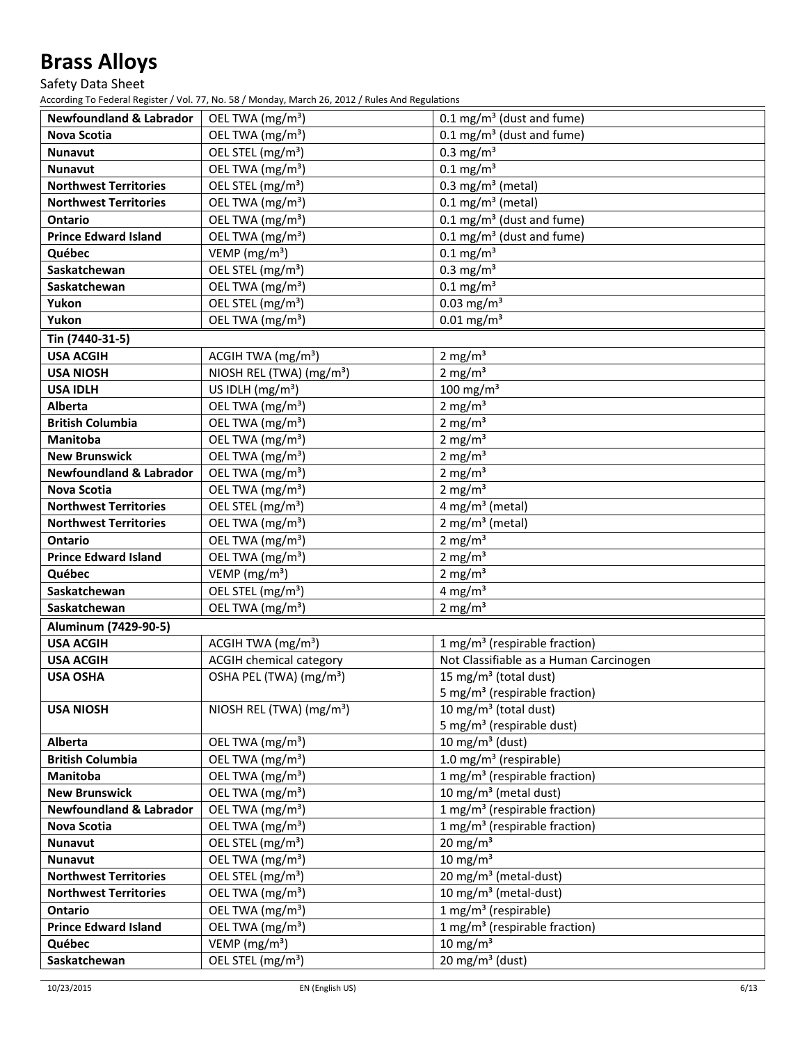| | | |
|---|---|---|
| **Newfoundland & Labrador** | OEL TWA (mg/m³) | 0.1 mg/m³ (dust and fume) |
| **Nova Scotia** | OEL TWA (mg/m³) | 0.1 mg/m³ (dust and fume) |
| **Nunavut** | OEL STEL (mg/m³) | 0.3 mg/m³ |
| **Nunavut** | OEL TWA (mg/m³) | 0.1 mg/m³ |
| **Northwest Territories** | OEL STEL (mg/m³) | 0.3 mg/m³ (metal) |
| **Northwest Territories** | OEL TWA (mg/m³) | 0.1 mg/m³ (metal) |
| **Ontario** | OEL TWA (mg/m³) | 0.1 mg/m³ (dust and fume) |
| **Prince Edward Island** | OEL TWA (mg/m³) | 0.1 mg/m³ (dust and fume) |
| **Québec** | VEMP (mg/m³) | 0.1 mg/m³ |
| **Saskatchewan** | OEL STEL (mg/m³) | 0.3 mg/m³ |
| **Saskatchewan** | OEL TWA (mg/m³) | 0.1 mg/m³ |
| **Yukon** | OEL STEL (mg/m³) | 0.03 mg/m³ |
| **Yukon** | OEL TWA (mg/m³) | 0.01 mg/m³ |
| **Tin (7440-31-5)** | | |
| **USA ACGIH** | ACGIH TWA (mg/m³) | 2 mg/m³ |
| **USA NIOSH** | NIOSH REL (TWA) (mg/m³) | 2 mg/m³ |
| **USA IDLH** | US IDLH (mg/m³) | 100 mg/m³ |
| **Alberta** | OEL TWA (mg/m³) | 2 mg/m³ |
| **British Columbia** | OEL TWA (mg/m³) | 2 mg/m³ |
| **Manitoba** | OEL TWA (mg/m³) | 2 mg/m³ |
| **New Brunswick** | OEL TWA (mg/m³) | 2 mg/m³ |
| **Newfoundland & Labrador** | OEL TWA (mg/m³) | 2 mg/m³ |
| **Nova Scotia** | OEL TWA (mg/m³) | 2 mg/m³ |
| **Northwest Territories** | OEL STEL (mg/m³) | 4 mg/m³ (metal) |
| **Northwest Territories** | OEL TWA (mg/m³) | 2 mg/m³ (metal) |
| **Ontario** | OEL TWA (mg/m³) | 2 mg/m³ |
| **Prince Edward Island** | OEL TWA (mg/m³) | 2 mg/m³ |
| **Québec** | VEMP (mg/m³) | 2 mg/m³ |
| **Saskatchewan** | OEL STEL (mg/m³) | 4 mg/m³ |
| **Saskatchewan** | OEL TWA (mg/m³) | 2 mg/m³ |
| **Aluminum (7429-90-5)** | | |
| **USA ACGIH** | ACGIH TWA (mg/m³) | 1 mg/m³ (respirable fraction) |
| **USA ACGIH** | ACGIH chemical category | Not Classifiable as a Human Carcinogen |
| **USA OSHA** | OSHA PEL (TWA) (mg/m³) | 15 mg/m³ (total dust)<br>5 mg/m³ (respirable fraction) |
| **USA NIOSH** | NIOSH REL (TWA) (mg/m³) | 10 mg/m³ (total dust)<br>5 mg/m³ (respirable dust) |
| **Alberta** | OEL TWA (mg/m³) | 10 mg/m³ (dust) |
| **British Columbia** | OEL TWA (mg/m³) | 1.0 mg/m³ (respirable) |
| **Manitoba** | OEL TWA (mg/m³) | 1 mg/m³ (respirable fraction) |
| **New Brunswick** | OEL TWA (mg/m³) | 10 mg/m³ (metal dust) |
| **Newfoundland & Labrador** | OEL TWA (mg/m³) | 1 mg/m³ (respirable fraction) |
| **Nova Scotia** | OEL TWA (mg/m³) | 1 mg/m³ (respirable fraction) |
| **Nunavut** | OEL STEL (mg/m³) | 20 mg/m³ |
| **Nunavut** | OEL TWA (mg/m³) | 10 mg/m³ |
| **Northwest Territories** | OEL STEL (mg/m³) | 20 mg/m³ (metal-dust) |
| **Northwest Territories** | OEL TWA (mg/m³) | 10 mg/m³ (metal-dust) |
| **Ontario** | OEL TWA (mg/m³) | 1 mg/m³ (respirable) |
| **Prince Edward Island** | OEL TWA (mg/m³) | 1 mg/m³ (respirable fraction) |
| **Québec** | VEMP (mg/m³) | 10 mg/m³ |
| **Saskatchewan** | OEL STEL (mg/m³) | 20 mg/m³ (dust) |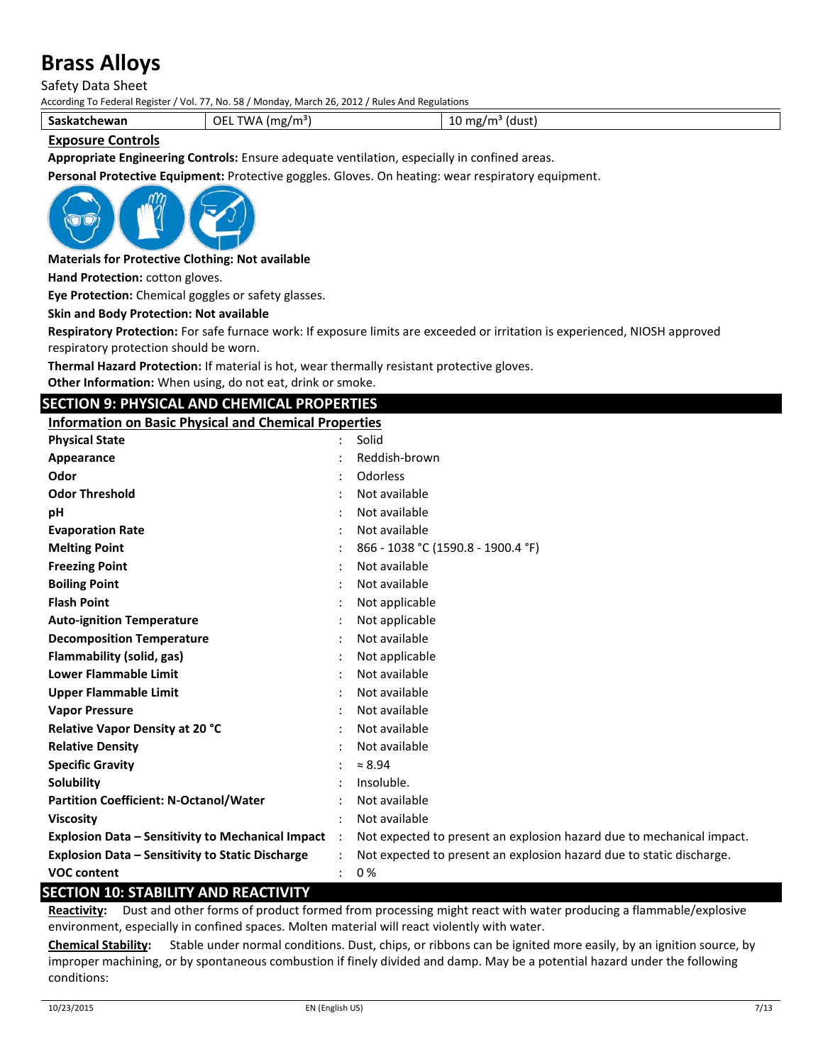| | | |
|---|---|---|
| Saskatchewan | OEL TWA (mg/m³) | 10 mg/m³ (dust) |

**Exposure Controls**

**Appropriate Engineering Controls:** Ensure adequate ventilation, especially in confined areas.

**Personal Protective Equipment:** Protective goggles. Gloves. On heating: wear respiratory equipment.

**Materials for Protective Clothing: Not available**

**Hand Protection:** cotton gloves.

**Eye Protection:** Chemical goggles or safety glasses.

**Skin and Body Protection: Not available**

**Respiratory Protection:** For safe furnace work: If exposure limits are exceeded or irritation is experienced, NIOSH approved respiratory protection should be worn.

**Thermal Hazard Protection:** If material is hot, wear thermally resistant protective gloves.

**Other Information:** When using, do not eat, drink or smoke.

## SECTION 9: PHYSICAL AND CHEMICAL PROPERTIES

**Information on Basic Physical and Chemical Properties**

| | |
|---|---|
| **Physical State** | Solid |
| **Appearance** | Reddish-brown |
| **Odor** | Odorless |
| **Odor Threshold** | Not available |
| **pH** | Not available |
| **Evaporation Rate** | Not available |
| **Melting Point** | 866 - 1038 °C (1590.8 - 1900.4 °F) |
| **Freezing Point** | Not available |
| **Boiling Point** | Not available |
| **Flash Point** | Not applicable |
| **Auto-ignition Temperature** | Not applicable |
| **Decomposition Temperature** | Not available |
| **Flammability (solid, gas)** | Not applicable |
| **Lower Flammable Limit** | Not available |
| **Upper Flammable Limit** | Not available |
| **Vapor Pressure** | Not available |
| **Relative Vapor Density at 20 °C** | Not available |
| **Relative Density** | Not available |
| **Specific Gravity** | ≈ 8.94 |
| **Solubility** | Insoluble. |
| **Partition Coefficient: N-Octanol/Water** | Not available |
| **Viscosity** | Not available |
| **Explosion Data – Sensitivity to Mechanical Impact** | Not expected to present an explosion hazard due to mechanical impact. |
| **Explosion Data – Sensitivity to Static Discharge** | Not expected to present an explosion hazard due to static discharge. |
| **VOC content** | 0 % |

## SECTION 10: STABILITY AND REACTIVITY

**Reactivity:** Dust and other forms of product formed from processing might react with water producing a flammable/explosive environment, especially in confined spaces. Molten material will react violently with water.

**Chemical Stability:** Stable under normal conditions. Dust, chips, or ribbons can be ignited more easily, by an ignition source, by improper machining, or by spontaneous combustion if finely divided and damp. May be a potential hazard under the following conditions: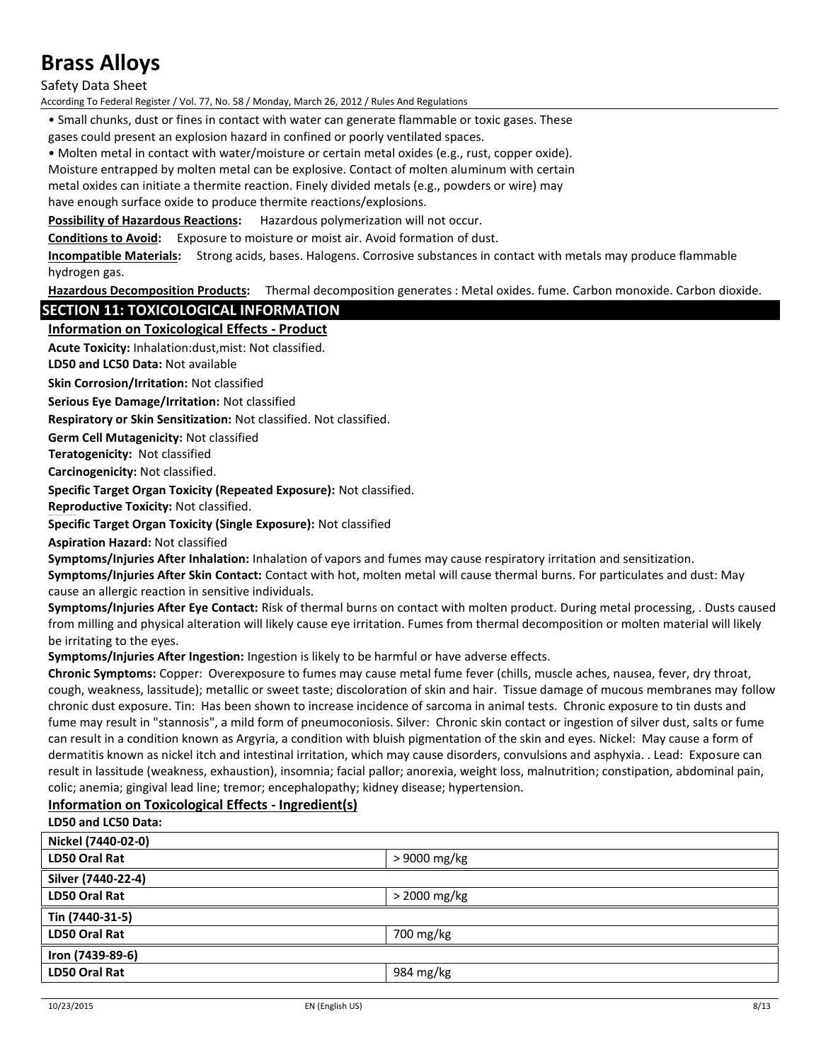• Small chunks, dust or fines in contact with water can generate flammable or toxic gases. These gases could present an explosion hazard in confined or poorly ventilated spaces.

• Molten metal in contact with water/moisture or certain metal oxides (e.g., rust, copper oxide). Moisture entrapped by molten metal can be explosive. Contact of molten aluminum with certain metal oxides can initiate a thermite reaction. Finely divided metals (e.g., powders or wire) may have enough surface oxide to produce thermite reactions/explosions.

**Possibility of Hazardous Reactions:** Hazardous polymerization will not occur.

**Conditions to Avoid:** Exposure to moisture or moist air. Avoid formation of dust.

**Incompatible Materials:** Strong acids, bases. Halogens. Corrosive substances in contact with metals may produce flammable hydrogen gas.

**Hazardous Decomposition Products:** Thermal decomposition generates : Metal oxides. fume. Carbon monoxide. Carbon dioxide.

## SECTION 11: TOXICOLOGICAL INFORMATION

### Information on Toxicological Effects - Product

**Acute Toxicity:** Inhalation:dust,mist: Not classified.

**LD50 and LC50 Data:** Not available

**Skin Corrosion/Irritation:** Not classified

**Serious Eye Damage/Irritation:** Not classified

**Respiratory or Skin Sensitization:** Not classified. Not classified.

**Germ Cell Mutagenicity:** Not classified

**Teratogenicity:** Not classified

**Carcinogenicity:** Not classified.

**Specific Target Organ Toxicity (Repeated Exposure):** Not classified.

**Reproductive Toxicity:** Not classified.

**Specific Target Organ Toxicity (Single Exposure):** Not classified

**Aspiration Hazard:** Not classified

**Symptoms/Injuries After Inhalation:** Inhalation of vapors and fumes may cause respiratory irritation and sensitization.

**Symptoms/Injuries After Skin Contact:** Contact with hot, molten metal will cause thermal burns. For particulates and dust: May cause an allergic reaction in sensitive individuals.

**Symptoms/Injuries After Eye Contact:** Risk of thermal burns on contact with molten product. During metal processing, . Dusts caused from milling and physical alteration will likely cause eye irritation. Fumes from thermal decomposition or molten material will likely be irritating to the eyes.

**Symptoms/Injuries After Ingestion:** Ingestion is likely to be harmful or have adverse effects.

**Chronic Symptoms:** Copper: Overexposure to fumes may cause metal fume fever (chills, muscle aches, nausea, fever, dry throat, cough, weakness, lassitude); metallic or sweet taste; discoloration of skin and hair. Tissue damage of mucous membranes may follow chronic dust exposure. Tin: Has been shown to increase incidence of sarcoma in animal tests. Chronic exposure to tin dusts and fume may result in "stannosis", a mild form of pneumoconiosis. Silver: Chronic skin contact or ingestion of silver dust, salts or fume can result in a condition known as Argyria, a condition with bluish pigmentation of the skin and eyes. Nickel: May cause a form of dermatitis known as nickel itch and intestinal irritation, which may cause disorders, convulsions and asphyxia. . Lead: Exposure can result in lassitude (weakness, exhaustion), insomnia; facial pallor; anorexia, weight loss, malnutrition; constipation, abdominal pain, colic; anemia; gingival lead line; tremor; encephalopathy; kidney disease; hypertension.

### Information on Toxicological Effects - Ingredient(s)

**LD50 and LC50 Data:**

| | |
|---|---|
| **Nickel (7440-02-0)** | |
| **LD50 Oral Rat** | > 9000 mg/kg |
| **Silver (7440-22-4)** | |
| **LD50 Oral Rat** | > 2000 mg/kg |
| **Tin (7440-31-5)** | |
| **LD50 Oral Rat** | 700 mg/kg |
| **Iron (7439-89-6)** | |
| **LD50 Oral Rat** | 984 mg/kg |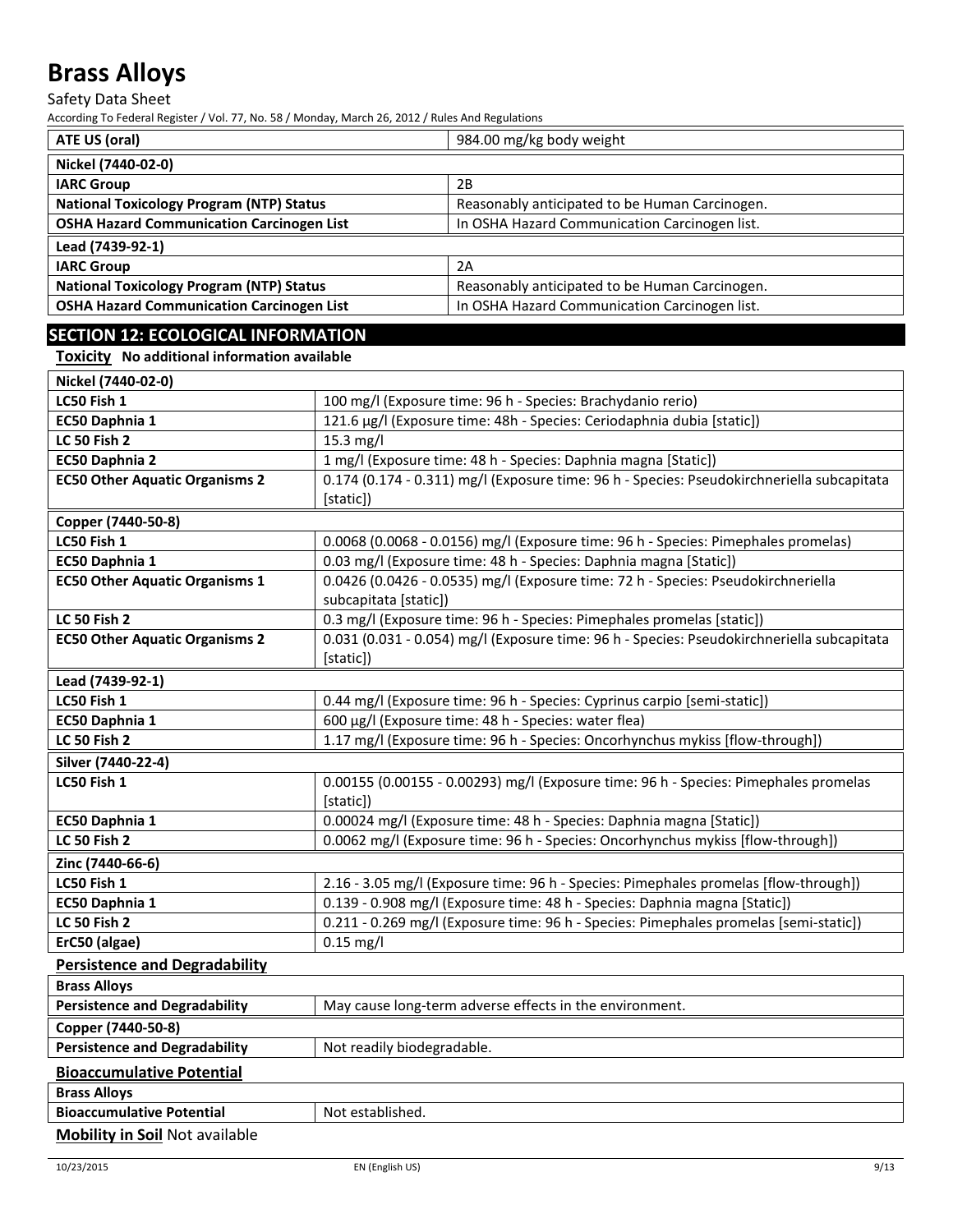| | |
|---|---|
| **ATE US (oral)** | 984.00 mg/kg body weight |

| **Nickel (7440-02-0)** | |
|---|---|
| **IARC Group** | 2B |
| **National Toxicology Program (NTP) Status** | Reasonably anticipated to be Human Carcinogen. |
| **OSHA Hazard Communication Carcinogen List** | In OSHA Hazard Communication Carcinogen list. |

| **Lead (7439-92-1)** | |
|---|---|
| **IARC Group** | 2A |
| **National Toxicology Program (NTP) Status** | Reasonably anticipated to be Human Carcinogen. |
| **OSHA Hazard Communication Carcinogen List** | In OSHA Hazard Communication Carcinogen list. |

## SECTION 12: ECOLOGICAL INFORMATION

**Toxicity** No additional information available

| **Nickel (7440-02-0)** | |
|---|---|
| **LC50 Fish 1** | 100 mg/l (Exposure time: 96 h - Species: Brachydanio rerio) |
| **EC50 Daphnia 1** | 121.6 µg/l (Exposure time: 48h - Species: Ceriodaphnia dubia [static]) |
| **LC 50 Fish 2** | 15.3 mg/l |
| **EC50 Daphnia 2** | 1 mg/l (Exposure time: 48 h - Species: Daphnia magna [Static]) |
| **EC50 Other Aquatic Organisms 2** | 0.174 (0.174 - 0.311) mg/l (Exposure time: 96 h - Species: Pseudokirchneriella subcapitata [static]) |

| **Copper (7440-50-8)** | |
|---|---|
| **LC50 Fish 1** | 0.0068 (0.0068 - 0.0156) mg/l (Exposure time: 96 h - Species: Pimephales promelas) |
| **EC50 Daphnia 1** | 0.03 mg/l (Exposure time: 48 h - Species: Daphnia magna [Static]) |
| **EC50 Other Aquatic Organisms 1** | 0.0426 (0.0426 - 0.0535) mg/l (Exposure time: 72 h - Species: Pseudokirchneriella subcapitata [static]) |
| **LC 50 Fish 2** | 0.3 mg/l (Exposure time: 96 h - Species: Pimephales promelas [static]) |
| **EC50 Other Aquatic Organisms 2** | 0.031 (0.031 - 0.054) mg/l (Exposure time: 96 h - Species: Pseudokirchneriella subcapitata [static]) |

| **Lead (7439-92-1)** | |
|---|---|
| **LC50 Fish 1** | 0.44 mg/l (Exposure time: 96 h - Species: Cyprinus carpio [semi-static]) |
| **EC50 Daphnia 1** | 600 µg/l (Exposure time: 48 h - Species: water flea) |
| **LC 50 Fish 2** | 1.17 mg/l (Exposure time: 96 h - Species: Oncorhynchus mykiss [flow-through]) |

| **Silver (7440-22-4)** | |
|---|---|
| **LC50 Fish 1** | 0.00155 (0.00155 - 0.00293) mg/l (Exposure time: 96 h - Species: Pimephales promelas [static]) |
| **EC50 Daphnia 1** | 0.00024 mg/l (Exposure time: 48 h - Species: Daphnia magna [Static]) |
| **LC 50 Fish 2** | 0.0062 mg/l (Exposure time: 96 h - Species: Oncorhynchus mykiss [flow-through]) |

| **Zinc (7440-66-6)** | |
|---|---|
| **LC50 Fish 1** | 2.16 - 3.05 mg/l (Exposure time: 96 h - Species: Pimephales promelas [flow-through]) |
| **EC50 Daphnia 1** | 0.139 - 0.908 mg/l (Exposure time: 48 h - Species: Daphnia magna [Static]) |
| **LC 50 Fish 2** | 0.211 - 0.269 mg/l (Exposure time: 96 h - Species: Pimephales promelas [semi-static]) |
| **ErC50 (algae)** | 0.15 mg/l |

**Persistence and Degradability**

| **Brass Alloys** | |
|---|---|
| **Persistence and Degradability** | May cause long-term adverse effects in the environment. |

| **Copper (7440-50-8)** | |
|---|---|
| **Persistence and Degradability** | Not readily biodegradable. |

**Bioaccumulative Potential**

| **Brass Alloys** | |
|---|---|
| **Bioaccumulative Potential** | Not established. |

**Mobility in Soil** Not available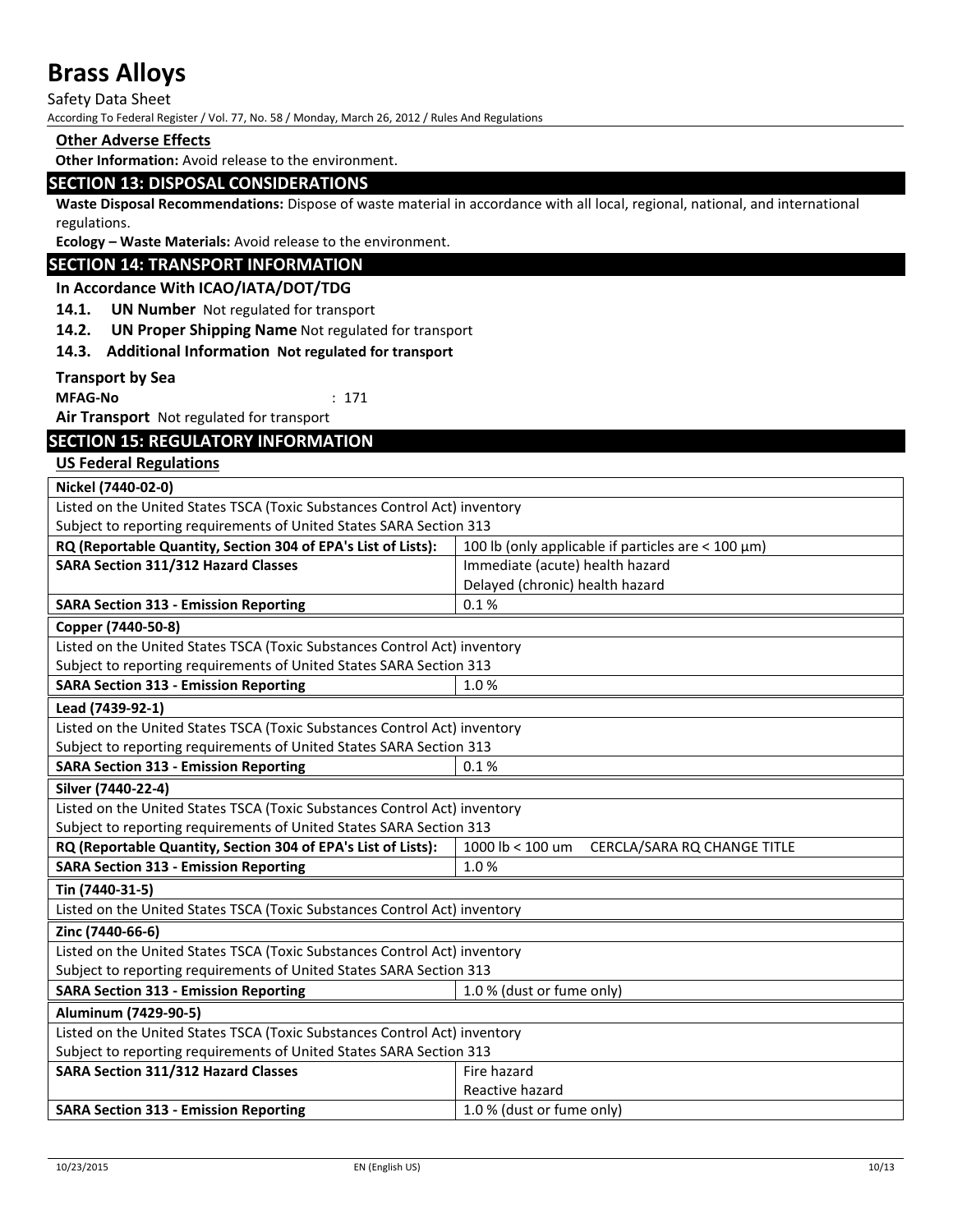### Other Adverse Effects

**Other Information:** Avoid release to the environment.

## SECTION 13: DISPOSAL CONSIDERATIONS

**Waste Disposal Recommendations:** Dispose of waste material in accordance with all local, regional, national, and international regulations.

**Ecology – Waste Materials:** Avoid release to the environment.

## SECTION 14: TRANSPORT INFORMATION

### In Accordance With ICAO/IATA/DOT/TDG

**14.1. UN Number** Not regulated for transport

**14.2. UN Proper Shipping Name** Not regulated for transport

**14.3. Additional Information** **Not regulated for transport**

### Transport by Sea

**MFAG-No** : 171

**Air Transport** Not regulated for transport

## SECTION 15: REGULATORY INFORMATION

### US Federal Regulations

| | |
|---|---|
| **Nickel (7440-02-0)** | |
| Listed on the United States TSCA (Toxic Substances Control Act) inventory | |
| Subject to reporting requirements of United States SARA Section 313 | |
| **RQ (Reportable Quantity, Section 304 of EPA's List of Lists):** | 100 lb (only applicable if particles are < 100 µm) |
| **SARA Section 311/312 Hazard Classes** | Immediate (acute) health hazard<br>Delayed (chronic) health hazard |
| **SARA Section 313 - Emission Reporting** | 0.1 % |
| **Copper (7440-50-8)** | |
| Listed on the United States TSCA (Toxic Substances Control Act) inventory | |
| Subject to reporting requirements of United States SARA Section 313 | |
| **SARA Section 313 - Emission Reporting** | 1.0 % |
| **Lead (7439-92-1)** | |
| Listed on the United States TSCA (Toxic Substances Control Act) inventory | |
| Subject to reporting requirements of United States SARA Section 313 | |
| **SARA Section 313 - Emission Reporting** | 0.1 % |
| **Silver (7440-22-4)** | |
| Listed on the United States TSCA (Toxic Substances Control Act) inventory | |
| Subject to reporting requirements of United States SARA Section 313 | |
| **RQ (Reportable Quantity, Section 304 of EPA's List of Lists):** | 1000 lb < 100 um CERCLA/SARA RQ CHANGE TITLE |
| **SARA Section 313 - Emission Reporting** | 1.0 % |
| **Tin (7440-31-5)** | |
| Listed on the United States TSCA (Toxic Substances Control Act) inventory | |
| **Zinc (7440-66-6)** | |
| Listed on the United States TSCA (Toxic Substances Control Act) inventory | |
| Subject to reporting requirements of United States SARA Section 313 | |
| **SARA Section 313 - Emission Reporting** | 1.0 % (dust or fume only) |
| **Aluminum (7429-90-5)** | |
| Listed on the United States TSCA (Toxic Substances Control Act) inventory | |
| Subject to reporting requirements of United States SARA Section 313 | |
| **SARA Section 311/312 Hazard Classes** | Fire hazard<br>Reactive hazard |
| **SARA Section 313 - Emission Reporting** | 1.0 % (dust or fume only) |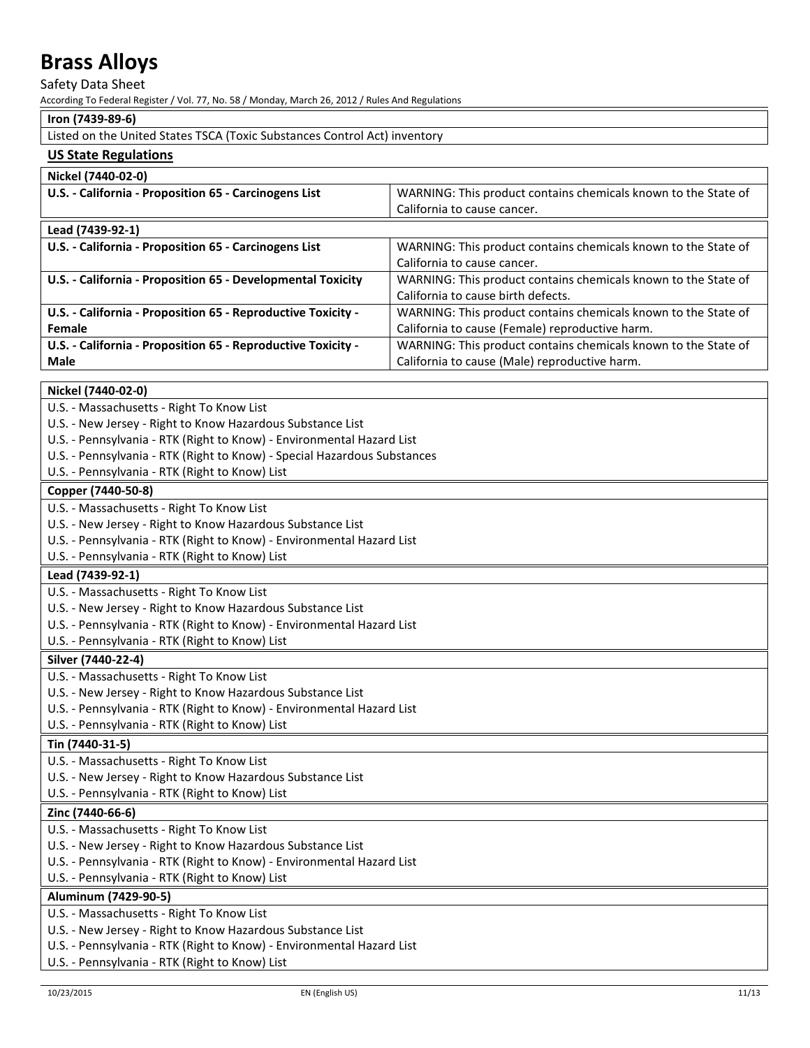**Iron (7439-89-6)**

Listed on the United States TSCA (Toxic Substances Control Act) inventory

## US State Regulations

| Nickel (7440-02-0) | |
|---|---|
| **U.S. - California - Proposition 65 - Carcinogens List** | WARNING: This product contains chemicals known to the State of California to cause cancer. |

| Lead (7439-92-1) | |
|---|---|
| **U.S. - California - Proposition 65 - Carcinogens List** | WARNING: This product contains chemicals known to the State of California to cause cancer. |
| **U.S. - California - Proposition 65 - Developmental Toxicity** | WARNING: This product contains chemicals known to the State of California to cause birth defects. |
| **U.S. - California - Proposition 65 - Reproductive Toxicity - Female** | WARNING: This product contains chemicals known to the State of California to cause (Female) reproductive harm. |
| **U.S. - California - Proposition 65 - Reproductive Toxicity - Male** | WARNING: This product contains chemicals known to the State of California to cause (Male) reproductive harm. |

**Nickel (7440-02-0)**

U.S. - Massachusetts - Right To Know List
U.S. - New Jersey - Right to Know Hazardous Substance List
U.S. - Pennsylvania - RTK (Right to Know) - Environmental Hazard List
U.S. - Pennsylvania - RTK (Right to Know) - Special Hazardous Substances
U.S. - Pennsylvania - RTK (Right to Know) List

**Copper (7440-50-8)**

U.S. - Massachusetts - Right To Know List
U.S. - New Jersey - Right to Know Hazardous Substance List
U.S. - Pennsylvania - RTK (Right to Know) - Environmental Hazard List
U.S. - Pennsylvania - RTK (Right to Know) List

**Lead (7439-92-1)**

U.S. - Massachusetts - Right To Know List
U.S. - New Jersey - Right to Know Hazardous Substance List
U.S. - Pennsylvania - RTK (Right to Know) - Environmental Hazard List
U.S. - Pennsylvania - RTK (Right to Know) List

**Silver (7440-22-4)**

U.S. - Massachusetts - Right To Know List
U.S. - New Jersey - Right to Know Hazardous Substance List
U.S. - Pennsylvania - RTK (Right to Know) - Environmental Hazard List
U.S. - Pennsylvania - RTK (Right to Know) List

**Tin (7440-31-5)**

U.S. - Massachusetts - Right To Know List
U.S. - New Jersey - Right to Know Hazardous Substance List
U.S. - Pennsylvania - RTK (Right to Know) List

**Zinc (7440-66-6)**

U.S. - Massachusetts - Right To Know List
U.S. - New Jersey - Right to Know Hazardous Substance List
U.S. - Pennsylvania - RTK (Right to Know) - Environmental Hazard List
U.S. - Pennsylvania - RTK (Right to Know) List

**Aluminum (7429-90-5)**

U.S. - Massachusetts - Right To Know List
U.S. - New Jersey - Right to Know Hazardous Substance List
U.S. - Pennsylvania - RTK (Right to Know) - Environmental Hazard List
U.S. - Pennsylvania - RTK (Right to Know) List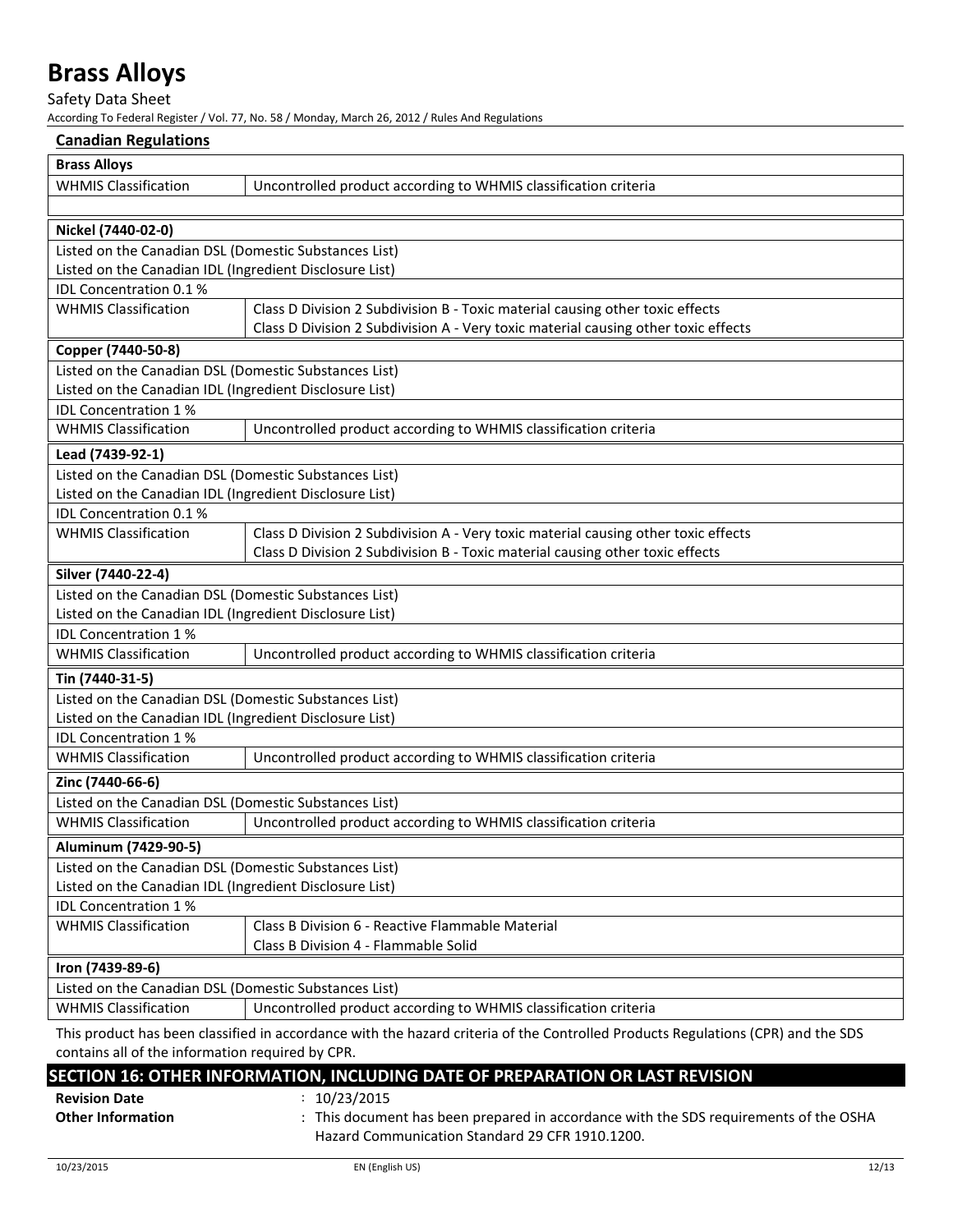### Canadian Regulations

| | |
|---|---|
| **Brass Alloys** | |
| WHMIS Classification | Uncontrolled product according to WHMIS classification criteria |
| | |

| | |
|---|---|
| **Nickel (7440-02-0)** | |
| Listed on the Canadian DSL (Domestic Substances List) | |
| Listed on the Canadian IDL (Ingredient Disclosure List) | |
| IDL Concentration 0.1 % | |
| WHMIS Classification | Class D Division 2 Subdivision B - Toxic material causing other toxic effects<br>Class D Division 2 Subdivision A - Very toxic material causing other toxic effects |

| | |
|---|---|
| **Copper (7440-50-8)** | |
| Listed on the Canadian DSL (Domestic Substances List) | |
| Listed on the Canadian IDL (Ingredient Disclosure List) | |
| IDL Concentration 1 % | |
| WHMIS Classification | Uncontrolled product according to WHMIS classification criteria |

| | |
|---|---|
| **Lead (7439-92-1)** | |
| Listed on the Canadian DSL (Domestic Substances List) | |
| Listed on the Canadian IDL (Ingredient Disclosure List) | |
| IDL Concentration 0.1 % | |
| WHMIS Classification | Class D Division 2 Subdivision A - Very toxic material causing other toxic effects<br>Class D Division 2 Subdivision B - Toxic material causing other toxic effects |

| | |
|---|---|
| **Silver (7440-22-4)** | |
| Listed on the Canadian DSL (Domestic Substances List) | |
| Listed on the Canadian IDL (Ingredient Disclosure List) | |
| IDL Concentration 1 % | |
| WHMIS Classification | Uncontrolled product according to WHMIS classification criteria |

| | |
|---|---|
| **Tin (7440-31-5)** | |
| Listed on the Canadian DSL (Domestic Substances List) | |
| Listed on the Canadian IDL (Ingredient Disclosure List) | |
| IDL Concentration 1 % | |
| WHMIS Classification | Uncontrolled product according to WHMIS classification criteria |

| | |
|---|---|
| **Zinc (7440-66-6)** | |
| Listed on the Canadian DSL (Domestic Substances List) | |
| WHMIS Classification | Uncontrolled product according to WHMIS classification criteria |

| | |
|---|---|
| **Aluminum (7429-90-5)** | |
| Listed on the Canadian DSL (Domestic Substances List) | |
| Listed on the Canadian IDL (Ingredient Disclosure List) | |
| IDL Concentration 1 % | |
| WHMIS Classification | Class B Division 6 - Reactive Flammable Material<br>Class B Division 4 - Flammable Solid |

| | |
|---|---|
| **Iron (7439-89-6)** | |
| Listed on the Canadian DSL (Domestic Substances List) | |
| WHMIS Classification | Uncontrolled product according to WHMIS classification criteria |

This product has been classified in accordance with the hazard criteria of the Controlled Products Regulations (CPR) and the SDS contains all of the information required by CPR.

## SECTION 16: OTHER INFORMATION, INCLUDING DATE OF PREPARATION OR LAST REVISION

**Revision Date** : 10/23/2015

**Other Information** : This document has been prepared in accordance with the SDS requirements of the OSHA Hazard Communication Standard 29 CFR 1910.1200.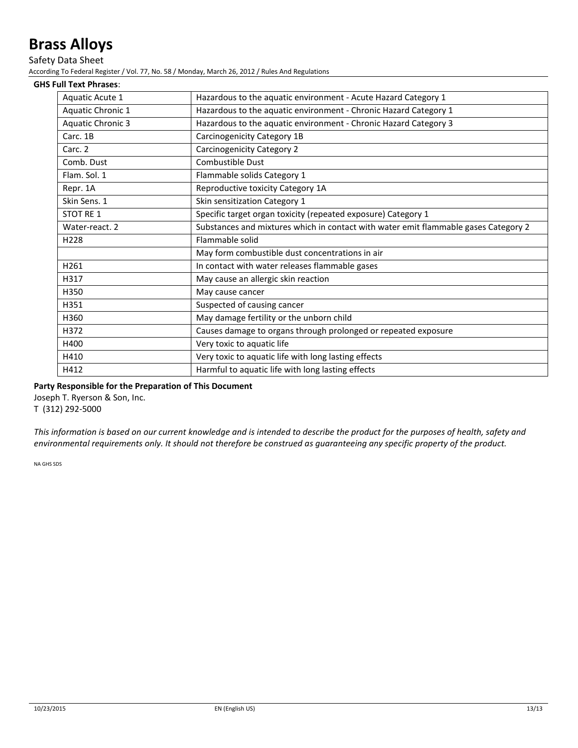**GHS Full Text Phrases**:

| | |
|---|---|
| Aquatic Acute 1 | Hazardous to the aquatic environment - Acute Hazard Category 1 |
| Aquatic Chronic 1 | Hazardous to the aquatic environment - Chronic Hazard Category 1 |
| Aquatic Chronic 3 | Hazardous to the aquatic environment - Chronic Hazard Category 3 |
| Carc. 1B | Carcinogenicity Category 1B |
| Carc. 2 | Carcinogenicity Category 2 |
| Comb. Dust | Combustible Dust |
| Flam. Sol. 1 | Flammable solids Category 1 |
| Repr. 1A | Reproductive toxicity Category 1A |
| Skin Sens. 1 | Skin sensitization Category 1 |
| STOT RE 1 | Specific target organ toxicity (repeated exposure) Category 1 |
| Water-react. 2 | Substances and mixtures which in contact with water emit flammable gases Category 2 |
| H228 | Flammable solid |
| | May form combustible dust concentrations in air |
| H261 | In contact with water releases flammable gases |
| H317 | May cause an allergic skin reaction |
| H350 | May cause cancer |
| H351 | Suspected of causing cancer |
| H360 | May damage fertility or the unborn child |
| H372 | Causes damage to organs through prolonged or repeated exposure |
| H400 | Very toxic to aquatic life |
| H410 | Very toxic to aquatic life with long lasting effects |
| H412 | Harmful to aquatic life with long lasting effects |

**Party Responsible for the Preparation of This Document**

Joseph T. Ryerson & Son, Inc.
T (312) 292-5000

*This information is based on our current knowledge and is intended to describe the product for the purposes of health, safety and environmental requirements only. It should not therefore be construed as guaranteeing any specific property of the product.*

NA GHS SDS